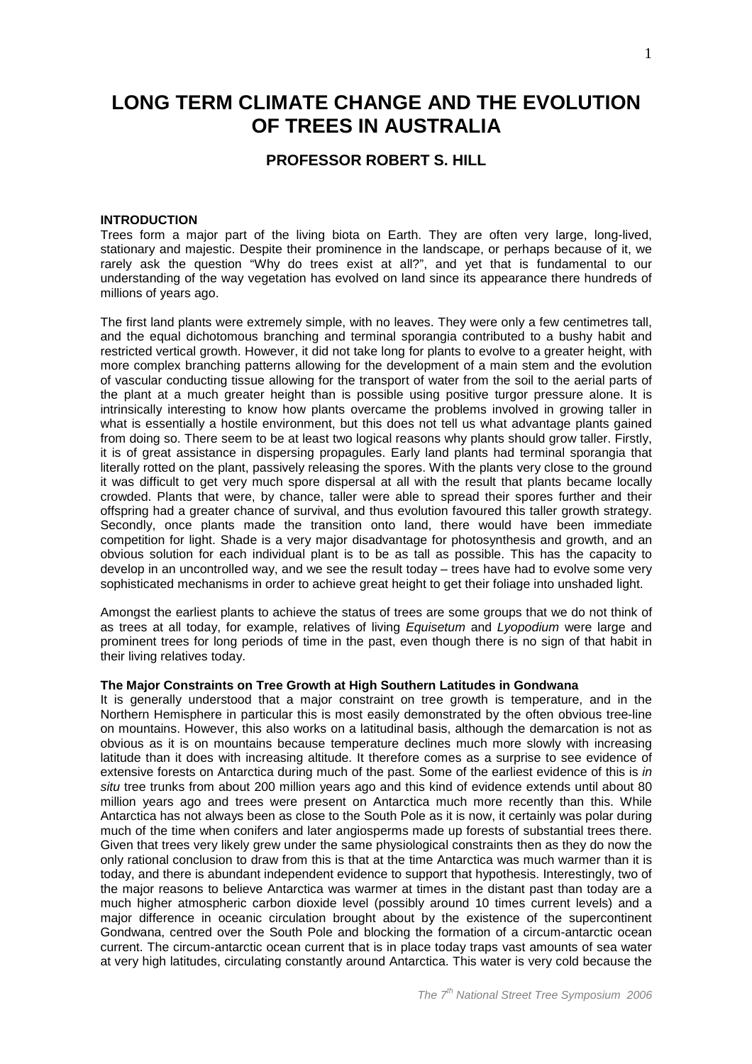# LONG TERM CLIMATE CHANGE AND THE EVOLUTION OF TREES IN AUSTRALIA

## PROFESSOR ROBERT S. HILL

### INTRODUCTION

Trees form a major part of the living biota on Earth. They are often very large, long-lived, stationary and majestic. Despite their prominence in the landscape, or perhaps because of it, we rarely ask the question "Why do trees exist at all?", and yet that is fundamental to our understanding of the way vegetation has evolved on land since its appearance there hundreds of millions of years ago.

The first land plants were extremely simple, with no leaves. They were only a few centimetres tall, and the equal dichotomous branching and terminal sporangia contributed to a bushy habit and restricted vertical growth. However, it did not take long for plants to evolve to a greater height, with more complex branching patterns allowing for the development of a main stem and the evolution of vascular conducting tissue allowing for the transport of water from the soil to the aerial parts of the plant at a much greater height than is possible using positive turgor pressure alone. It is intrinsically interesting to know how plants overcame the problems involved in growing taller in what is essentially a hostile environment, but this does not tell us what advantage plants gained from doing so. There seem to be at least two logical reasons why plants should grow taller. Firstly, it is of great assistance in dispersing propagules. Early land plants had terminal sporangia that literally rotted on the plant, passively releasing the spores. With the plants very close to the ground it was difficult to get very much spore dispersal at all with the result that plants became locally crowded. Plants that were, by chance, taller were able to spread their spores further and their offspring had a greater chance of survival, and thus evolution favoured this taller growth strategy. Secondly, once plants made the transition onto land, there would have been immediate competition for light. Shade is a very major disadvantage for photosynthesis and growth, and an obvious solution for each individual plant is to be as tall as possible. This has the capacity to develop in an uncontrolled way, and we see the result today – trees have had to evolve some very sophisticated mechanisms in order to achieve great height to get their foliage into unshaded light.

Amongst the earliest plants to achieve the status of trees are some groups that we do not think of as trees at all today, for example, relatives of living *Equisetum* and *Lyopodium* were large and prominent trees for long periods of time in the past, even though there is no sign of that habit in their living relatives today.

### The Major Constraints on Tree Growth at High Southern Latitudes in Gondwana

It is generally understood that a major constraint on tree growth is temperature, and in the Northern Hemisphere in particular this is most easily demonstrated by the often obvious tree-line on mountains. However, this also works on a latitudinal basis, although the demarcation is not as obvious as it is on mountains because temperature declines much more slowly with increasing latitude than it does with increasing altitude. It therefore comes as a surprise to see evidence of extensive forests on Antarctica during much of the past. Some of the earliest evidence of this is *in situ* tree trunks from about 200 million years ago and this kind of evidence extends until about 80 million years ago and trees were present on Antarctica much more recently than this. While Antarctica has not always been as close to the South Pole as it is now, it certainly was polar during much of the time when conifers and later angiosperms made up forests of substantial trees there. Given that trees very likely grew under the same physiological constraints then as they do now the only rational conclusion to draw from this is that at the time Antarctica was much warmer than it is today, and there is abundant independent evidence to support that hypothesis. Interestingly, two of the major reasons to believe Antarctica was warmer at times in the distant past than today are a much higher atmospheric carbon dioxide level (possibly around 10 times current levels) and a major difference in oceanic circulation brought about by the existence of the supercontinent Gondwana, centred over the South Pole and blocking the formation of a circum-antarctic ocean current. The circum-antarctic ocean current that is in place today traps vast amounts of sea water at very high latitudes, circulating constantly around Antarctica. This water is very cold because the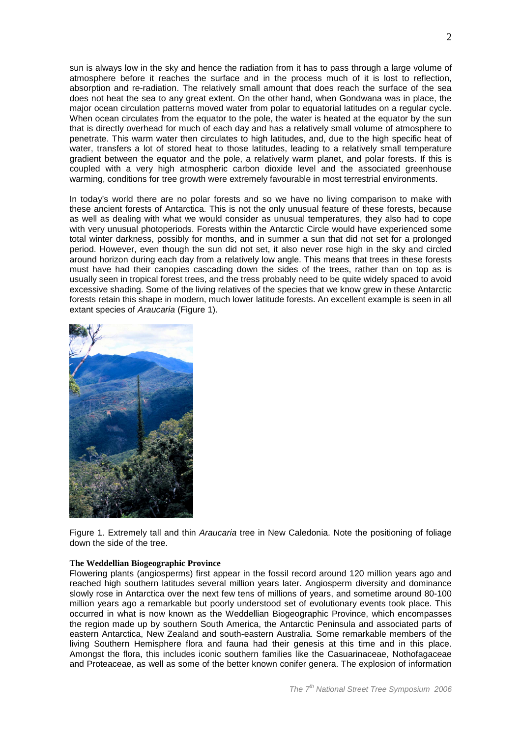sun is always low in the sky and hence the radiation from it has to pass through a large volume of atmosphere before it reaches the surface and in the process much of it is lost to reflection, absorption and re-radiation. The relatively small amount that does reach the surface of the sea does not heat the sea to any great extent. On the other hand, when Gondwana was in place, the major ocean circulation patterns moved water from polar to equatorial latitudes on a regular cycle. When ocean circulates from the equator to the pole, the water is heated at the equator by the sun that is directly overhead for much of each day and has a relatively small volume of atmosphere to penetrate. This warm water then circulates to high latitudes, and, due to the high specific heat of water, transfers a lot of stored heat to those latitudes, leading to a relatively small temperature gradient between the equator and the pole, a relatively warm planet, and polar forests. If this is coupled with a very high atmospheric carbon dioxide level and the associated greenhouse warming, conditions for tree growth were extremely favourable in most terrestrial environments.

In today's world there are no polar forests and so we have no living comparison to make with these ancient forests of Antarctica. This is not the only unusual feature of these forests, because as well as dealing with what we would consider as unusual temperatures, they also had to cope with very unusual photoperiods. Forests within the Antarctic Circle would have experienced some total winter darkness, possibly for months, and in summer a sun that did not set for a prolonged period. However, even though the sun did not set, it also never rose high in the sky and circled around horizon during each day from a relatively low angle. This means that trees in these forests must have had their canopies cascading down the sides of the trees, rather than on top as is usually seen in tropical forest trees, and the tress probably need to be quite widely spaced to avoid excessive shading. Some of the living relatives of the species that we know grew in these Antarctic forests retain this shape in modern, much lower latitude forests. An excellent example is seen in all extant species of *Araucaria* (Figure 1).

Figure 1. Extremely tall and thin *Araucaria* tree in New Caledonia. Note the positioning of foliage down the side of the tree.

**The Weddellian Biogeographic Province**

Flowering plants (angiosperms) first appear in the fossil record around 120 million years ago and reached high southern latitudes several million years later. Angiosperm diversity and dominance slowly rose in Antarctica over the next few tens of millions of years, and sometime around 80-100 million years ago a remarkable but poorly understood set of evolutionary events took place. This occurred in what is now known as the Weddellian Biogeographic Province, which encompasses the region made up by southern South America, the Antarctic Peninsula and associated parts of eastern Antarctica, New Zealand and south-eastern Australia. Some remarkable members of the living Southern Hemisphere flora and fauna had their genesis at this time and in this place. Amongst the flora, this includes iconic southern families like the Casuarinaceae, Nothofagaceae and Proteaceae, as well as some of the better known conifer genera. The explosion of information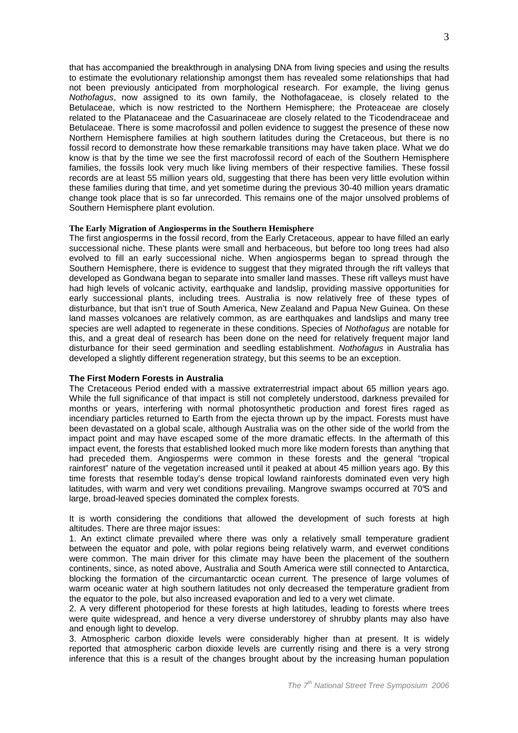that has accompanied the breakthrough in analysing DNA from living species and using the results to estimate the evolutionary relationship amongst them has revealed some relationships that had not been previously anticipated from morphological research. For example, the living genus *Nothofagus*, now assigned to its own family, the Nothofagaceae, is closely related to the Betulaceae, which is now restricted to the Northern Hemisphere; the Proteaceae are closely related to the Platanaceae and the Casuarinaceae are closely related to the Ticodendraceae and Betulaceae. There is some macrofossil and pollen evidence to suggest the presence of these now Northern Hemisphere families at high southern latitudes during the Cretaceous, but there is no fossil record to demonstrate how these remarkable transitions may have taken place. What we do know is that by the time we see the first macrofossil record of each of the Southern Hemisphere families, the fossils look very much like living members of their respective families. These fossil records are at least 55 million years old, suggesting that there has been very little evolution within these families during that time, and yet sometime during the previous 30-40 million years dramatic change took place that is so far unrecorded. This remains one of the major unsolved problems of Southern Hemisphere plant evolution.

### The Early Migration of Angiosperms in the Southern Hemisphere

The first angiosperms in the fossil record, from the Early Cretaceous, appear to have filled an early successional niche. These plants were small and herbaceous, but before too long trees had also evolved to fill an early successional niche. When angiosperms began to spread through the Southern Hemisphere, there is evidence to suggest that they migrated through the rift valleys that developed as Gondwana began to separate into smaller land masses. These rift valleys must have had high levels of volcanic activity, earthquake and landslip, providing massive opportunities for early successional plants, including trees. Australia is now relatively free of these types of disturbance, but that isn't true of South America, New Zealand and Papua New Guinea. On these land masses volcanoes are relatively common, as are earthquakes and landslips and many tree species are well adapted to regenerate in these conditions. Species of *Nothofagus* are notable for this, and a great deal of research has been done on the need for relatively frequent major land disturbance for their seed germination and seedling establishment. *Nothofagus* in Australia has developed a slightly different regeneration strategy, but this seems to be an exception.

### The First Modern Forests in Australia

The Cretaceous Period ended with a massive extraterrestrial impact about 65 million years ago. While the full significance of that impact is still not completely understood, darkness prevailed for months or years, interfering with normal photosynthetic production and forest fires raged as incendiary particles returned to Earth from the ejecta thrown up by the impact. Forests must have been devastated on a global scale, although Australia was on the other side of the world from the impact point and may have escaped some of the more dramatic effects. In the aftermath of this impact event, the forests that established looked much more like modern forests than anything that had preceded them. Angiosperms were common in these forests and the general "tropical rainforest" nature of the vegetation increased until it peaked at about 45 million years ago. By this time forests that resemble today's dense tropical lowland rainforests dominated even very high latitudes, with warm and very wet conditions prevailing. Mangrove swamps occurred at 70°S and large, broad-leaved species dominated the complex forests.

It is worth considering the conditions that allowed the development of such forests at high altitudes. There are three major issues:

1. An extinct climate prevailed where there was only a relatively small temperature gradient between the equator and pole, with polar regions being relatively warm, and everwet conditions were common. The main driver for this climate may have been the placement of the southern continents, since, as noted above, Australia and South America were still connected to Antarctica, blocking the formation of the circumantarctic ocean current. The presence of large volumes of warm oceanic water at high southern latitudes not only decreased the temperature gradient from the equator to the pole, but also increased evaporation and led to a very wet climate.
2. A very different photoperiod for these forests at high latitudes, leading to forests where trees were quite widespread, and hence a very diverse understorey of shrubby plants may also have and enough light to develop.
3. Atmospheric carbon dioxide levels were considerably higher than at present. It is widely reported that atmospheric carbon dioxide levels are currently rising and there is a very strong inference that this is a result of the changes brought about by the increasing human population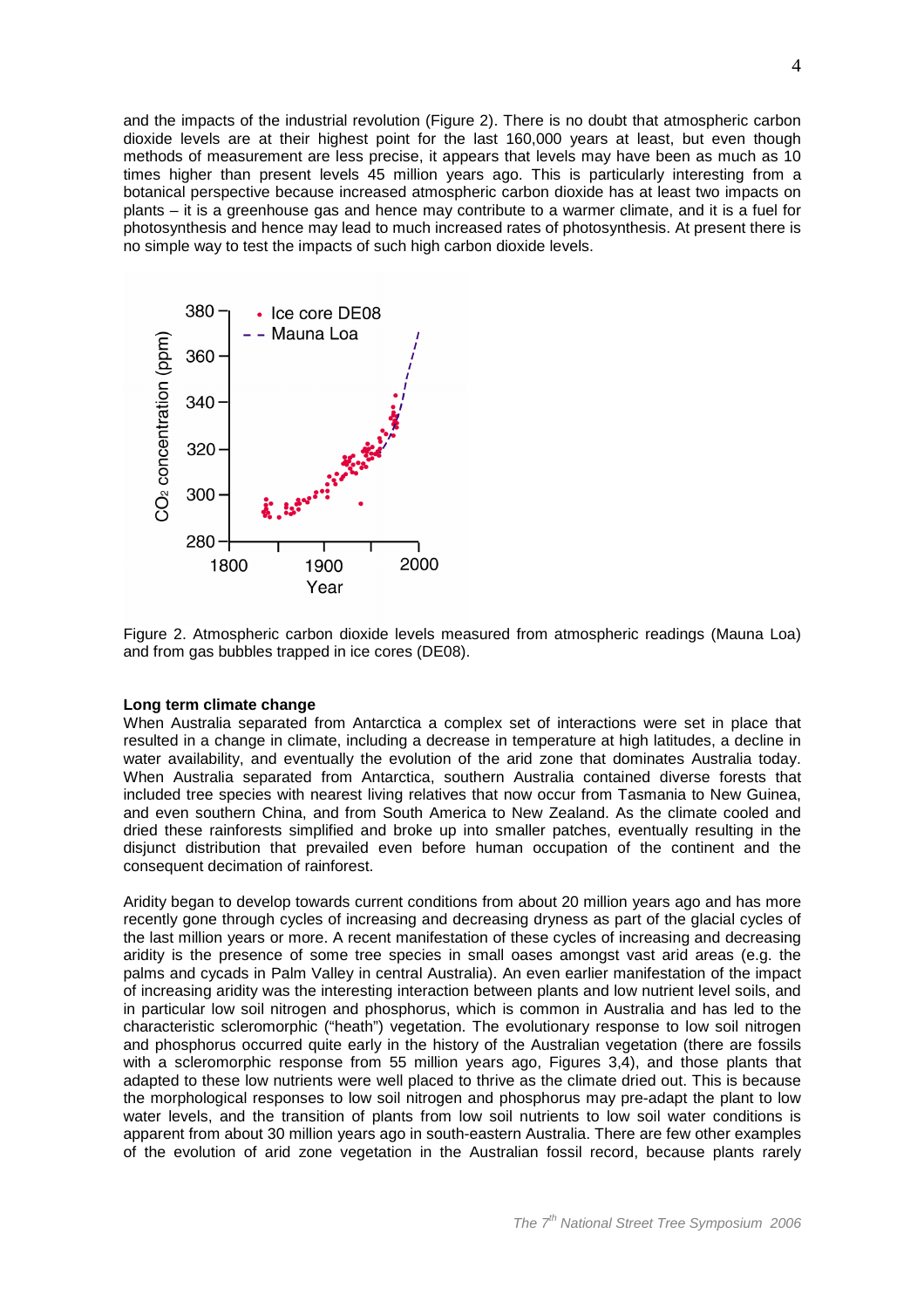and the impacts of the industrial revolution (Figure 2). There is no doubt that atmospheric carbon dioxide levels are at their highest point for the last 160,000 years at least, but even though methods of measurement are less precise, it appears that levels may have been as much as 10 times higher than present levels 45 million years ago. This is particularly interesting from a botanical perspective because increased atmospheric carbon dioxide has at least two impacts on plants – it is a greenhouse gas and hence may contribute to a warmer climate, and it is a fuel for photosynthesis and hence may lead to much increased rates of photosynthesis. At present there is no simple way to test the impacts of such high carbon dioxide levels.

Figure 2. Atmospheric carbon dioxide levels measured from atmospheric readings (Mauna Loa) and from gas bubbles trapped in ice cores (DE08).

**Long term climate change**

When Australia separated from Antarctica a complex set of interactions were set in place that resulted in a change in climate, including a decrease in temperature at high latitudes, a decline in water availability, and eventually the evolution of the arid zone that dominates Australia today. When Australia separated from Antarctica, southern Australia contained diverse forests that included tree species with nearest living relatives that now occur from Tasmania to New Guinea, and even southern China, and from South America to New Zealand. As the climate cooled and dried these rainforests simplified and broke up into smaller patches, eventually resulting in the disjunct distribution that prevailed even before human occupation of the continent and the consequent decimation of rainforest.

Aridity began to develop towards current conditions from about 20 million years ago and has more recently gone through cycles of increasing and decreasing dryness as part of the glacial cycles of the last million years or more. A recent manifestation of these cycles of increasing and decreasing aridity is the presence of some tree species in small oases amongst vast arid areas (e.g. the palms and cycads in Palm Valley in central Australia). An even earlier manifestation of the impact of increasing aridity was the interesting interaction between plants and low nutrient level soils, and in particular low soil nitrogen and phosphorus, which is common in Australia and has led to the characteristic scleromorphic ("heath") vegetation. The evolutionary response to low soil nitrogen and phosphorus occurred quite early in the history of the Australian vegetation (there are fossils with a scleromorphic response from 55 million years ago, Figures 3,4), and those plants that adapted to these low nutrients were well placed to thrive as the climate dried out. This is because the morphological responses to low soil nitrogen and phosphorus may pre-adapt the plant to low water levels, and the transition of plants from low soil nutrients to low soil water conditions is apparent from about 30 million years ago in south-eastern Australia. There are few other examples of the evolution of arid zone vegetation in the Australian fossil record, because plants rarely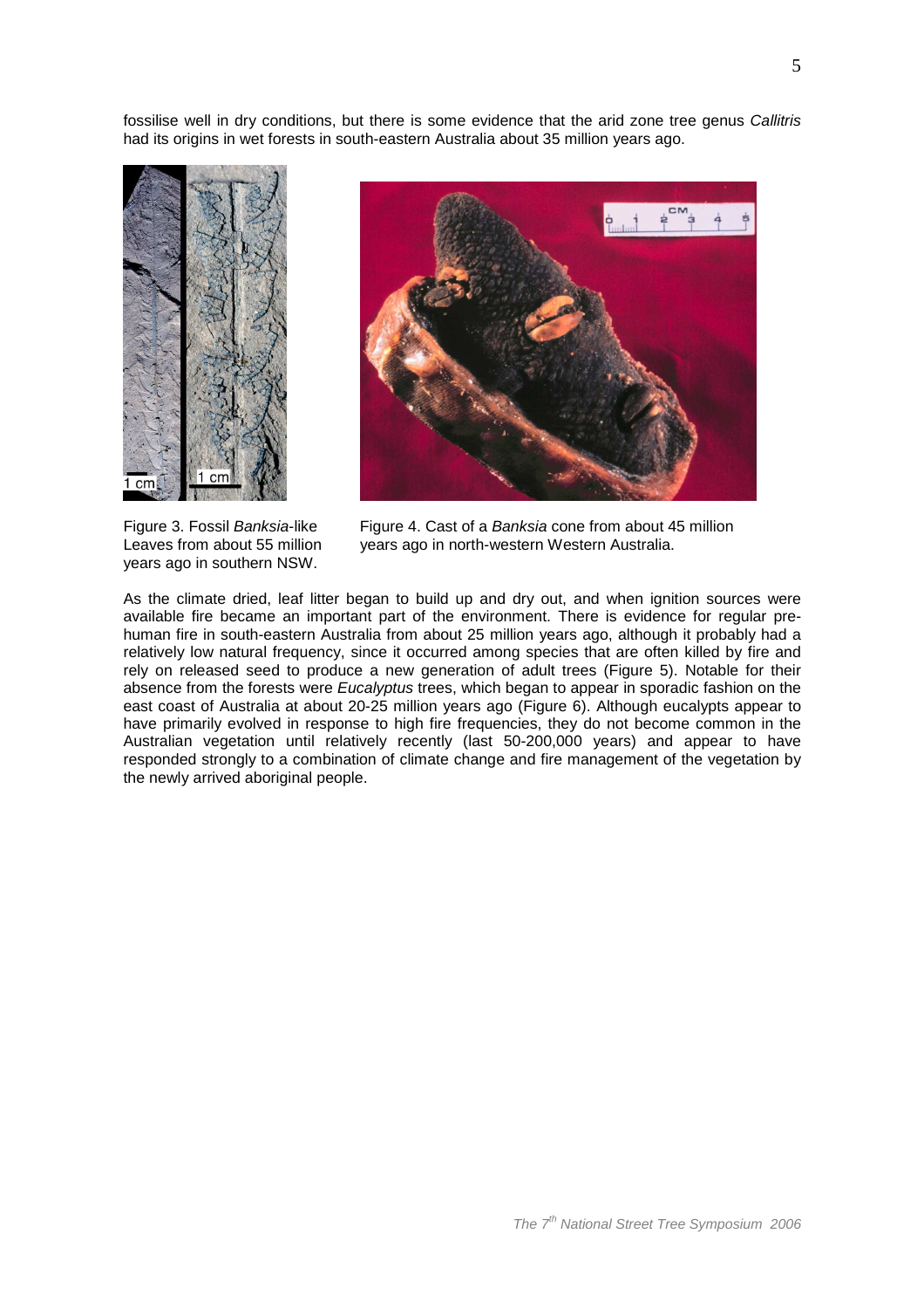fossilise well in dry conditions, but there is some evidence that the arid zone tree genus *Callitris* had its origins in wet forests in south-eastern Australia about 35 million years ago.

Figure 3. Fossil *Banksia*-like Leaves from about 55 million years ago in southern NSW.

Figure 4. Cast of a *Banksia* cone from about 45 million years ago in north-western Western Australia.

As the climate dried, leaf litter began to build up and dry out, and when ignition sources were available fire became an important part of the environment. There is evidence for regular pre-human fire in south-eastern Australia from about 25 million years ago, although it probably had a relatively low natural frequency, since it occurred among species that are often killed by fire and rely on released seed to produce a new generation of adult trees (Figure 5). Notable for their absence from the forests were *Eucalyptus* trees, which began to appear in sporadic fashion on the east coast of Australia at about 20-25 million years ago (Figure 6). Although eucalypts appear to have primarily evolved in response to high fire frequencies, they do not become common in the Australian vegetation until relatively recently (last 50-200,000 years) and appear to have responded strongly to a combination of climate change and fire management of the vegetation by the newly arrived aboriginal people.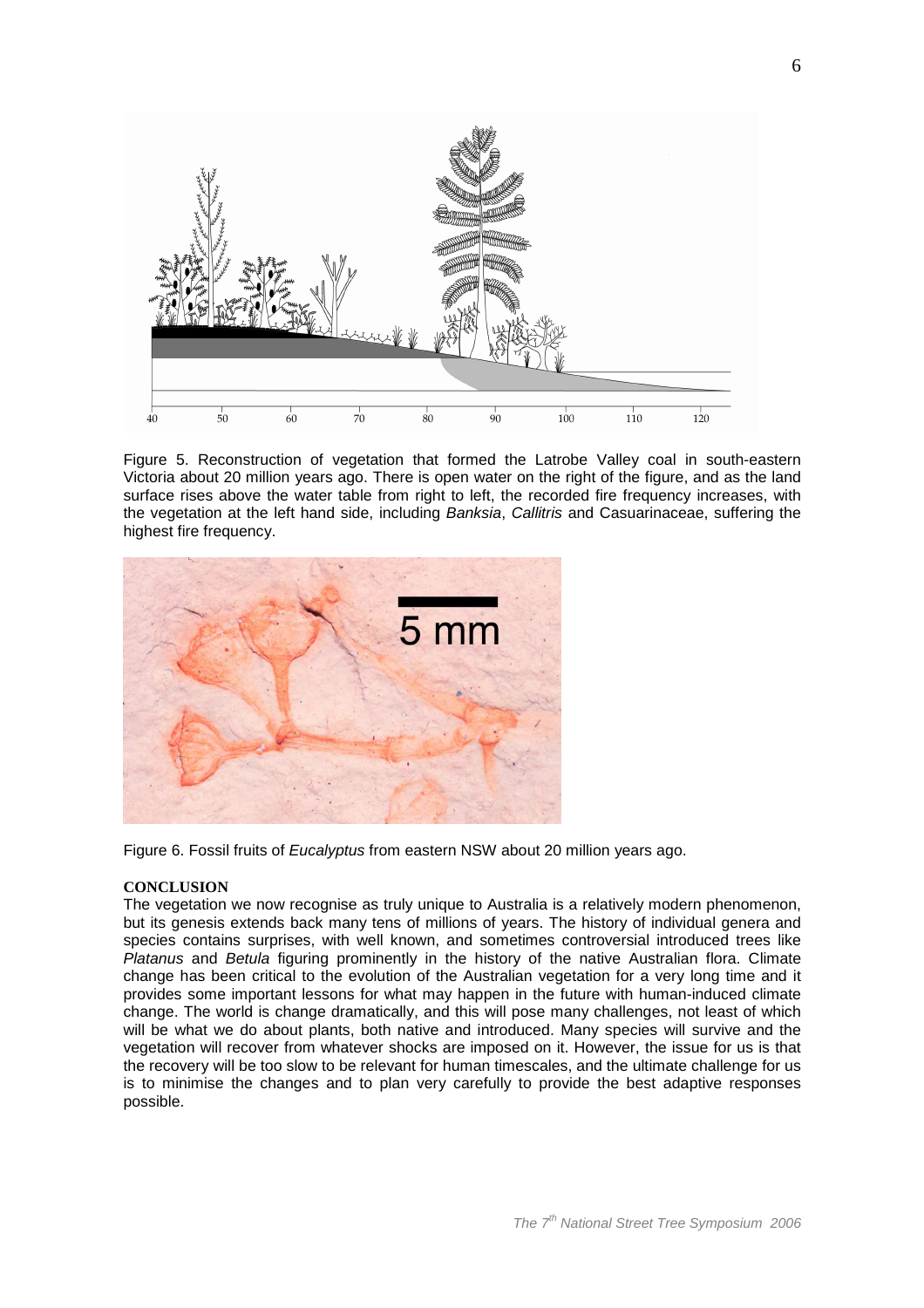Figure 5. Reconstruction of vegetation that formed the Latrobe Valley coal in south-eastern Victoria about 20 million years ago. There is open water on the right of the figure, and as the land surface rises above the water table from right to left, the recorded fire frequency increases, with the vegetation at the left hand side, including *Banksia*, *Callitris* and Casuarinaceae, suffering the highest fire frequency.

Figure 6. Fossil fruits of *Eucalyptus* from eastern NSW about 20 million years ago.

**CONCLUSION**

The vegetation we now recognise as truly unique to Australia is a relatively modern phenomenon, but its genesis extends back many tens of millions of years. The history of individual genera and species contains surprises, with well known, and sometimes controversial introduced trees like *Platanus* and *Betula* figuring prominently in the history of the native Australian flora. Climate change has been critical to the evolution of the Australian vegetation for a very long time and it provides some important lessons for what may happen in the future with human-induced climate change. The world is change dramatically, and this will pose many challenges, not least of which will be what we do about plants, both native and introduced. Many species will survive and the vegetation will recover from whatever shocks are imposed on it. However, the issue for us is that the recovery will be too slow to be relevant for human timescales, and the ultimate challenge for us is to minimise the changes and to plan very carefully to provide the best adaptive responses possible.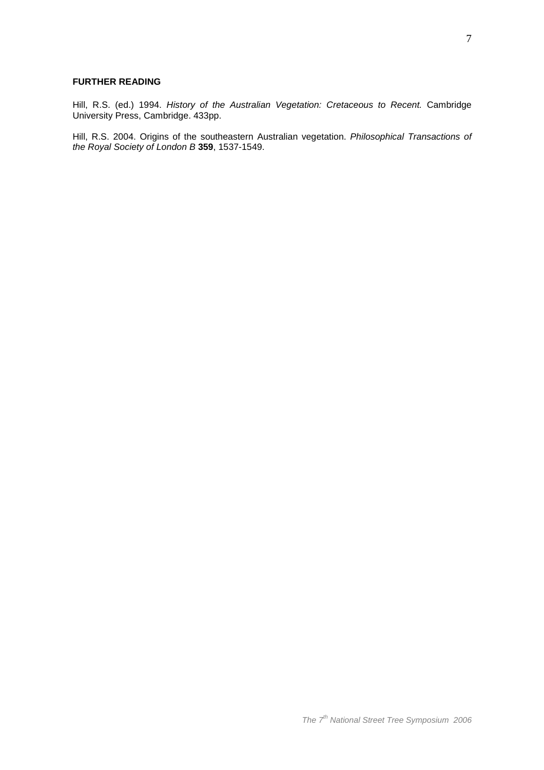**FURTHER READING**

Hill, R.S. (ed.) 1994. *History of the Australian Vegetation: Cretaceous to Recent.* Cambridge University Press, Cambridge. 433pp.

Hill, R.S. 2004. Origins of the southeastern Australian vegetation. *Philosophical Transactions of the Royal Society of London B* **359**, 1537-1549.